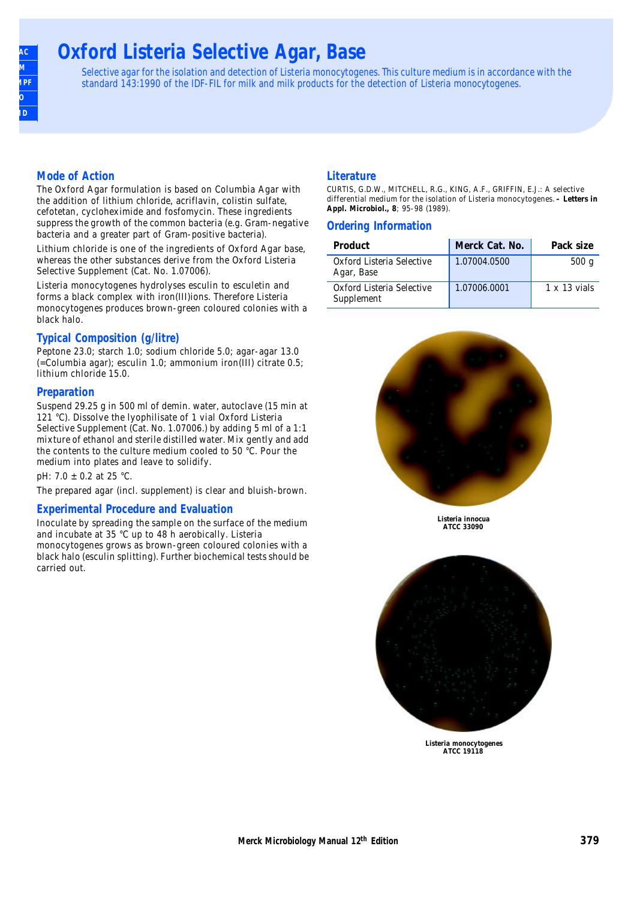# Oxford Listeria Selective Agar, Base

Selective agar for the isolation and detection of Listeria monocytogenes. This culture medium is in accordance with the standard 143:1990 of the IDF-FIL for milk and milk products for the detection of Listeria monocytogenes.

## Mode of Action

The Oxford Agar formulation is based on Columbia Agar with the addition of lithium chloride, acriflavin, colistin sulfate, cefotetan, cycloheximide and fosfomycin. These ingredients suppress the growth of the common bacteria (e.g. Gram-negative bacteria and a greater part of Gram-positive bacteria).

Lithium chloride is one of the ingredients of Oxford Agar base, whereas the other substances derive from the Oxford Listeria Selective Supplement (Cat. No. 1.07006).

Listeria monocytogenes hydrolyses esculin to esculetin and forms a black complex with iron(III)ions. Therefore Listeria monocytogenes produces brown-green coloured colonies with a black halo.

## Typical Composition (g/litre)

Peptone 23.0; starch 1.0; sodium chloride 5.0; agar-agar 13.0 (=Columbia agar); esculin 1.0; ammonium iron(III) citrate 0.5; lithium chloride 15.0.

## Preparation

Suspend 29.25 g in 500 ml of demin. water, autoclave (15 min at 121 °C). Dissolve the lyophilisate of 1 vial Oxford Listeria Selective Supplement (Cat. No. 1.07006.) by adding 5 ml of a 1:1 mixture of ethanol and sterile distilled water. Mix gently and add the contents to the culture medium cooled to 50 °C. Pour the medium into plates and leave to solidify.

pH: 7.0 ± 0.2 at 25 °C.

The prepared agar (incl. supplement) is clear and bluish-brown.

## Experimental Procedure and Evaluation

Inoculate by spreading the sample on the surface of the medium and incubate at 35 °C up to 48 h aerobically. Listeria monocytogenes grows as brown-green coloured colonies with a black halo (esculin splitting). Further biochemical tests should be carried out.

## Literature

CURTIS, G.D.W., MITCHELL, R.G., KING, A.F., GRIFFIN, E.J.: A selective differential medium for the isolation of Listeria monocytogenes. – **Letters in Appl. Microbiol., 8**; 95-98 (1989).

## Ordering Information

| Product | Merck Cat. No. | Pack size |
|---|---|---|
| Oxford Listeria Selective Agar, Base | 1.07004.0500 | 500 g |
| Oxford Listeria Selective Supplement | 1.07006.0001 | 1 x 13 vials |

**Listeria innocua ATCC 33090**

**Listeria monocytogenes ATCC 19118**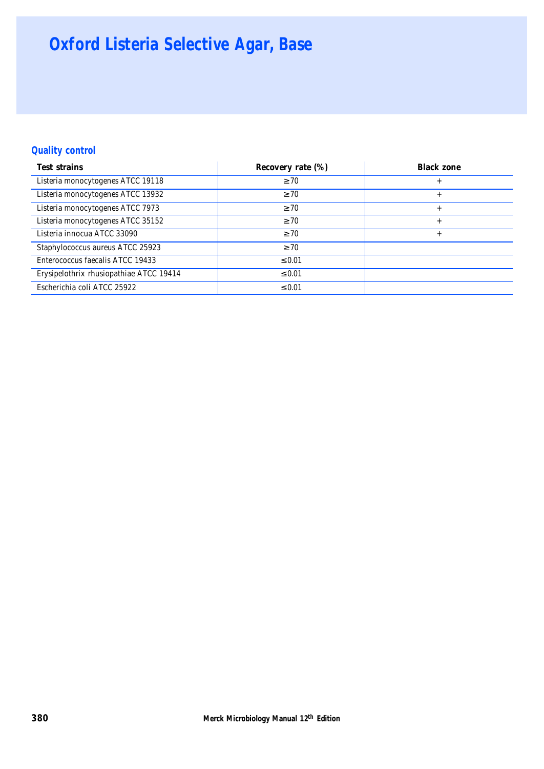# Oxford Listeria Selective Agar, Base

## Quality control

| Test strains | Recovery rate (%) | Black zone |
|---|---|---|
| Listeria monocytogenes ATCC 19118 | ≥ 70 | + |
| Listeria monocytogenes ATCC 13932 | ≥ 70 | + |
| Listeria monocytogenes ATCC 7973 | ≥ 70 | + |
| Listeria monocytogenes ATCC 35152 | ≥ 70 | + |
| Listeria innocua ATCC 33090 | ≥ 70 | + |
| Staphylococcus aureus ATCC 25923 | ≥ 70 | |
| Enterococcus faecalis ATCC 19433 | ≤ 0.01 | |
| Erysipelothrix rhusiopathiae ATCC 19414 | ≤ 0.01 | |
| Escherichia coli ATCC 25922 | ≤ 0.01 | |